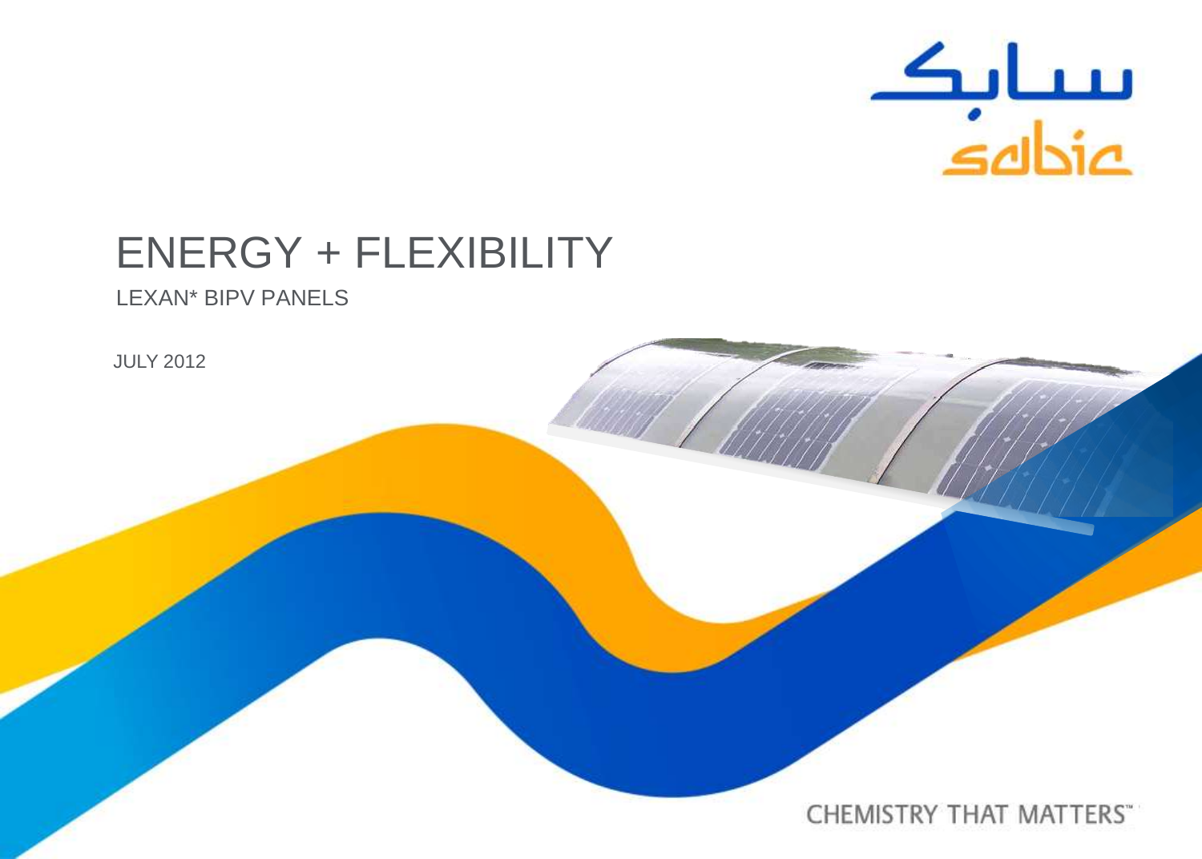سابك

sabic

# ENERGY + FLEXIBILITY

LEXAN* BIPV PANELS

JULY 2012

CHEMISTRY THAT MATTERS™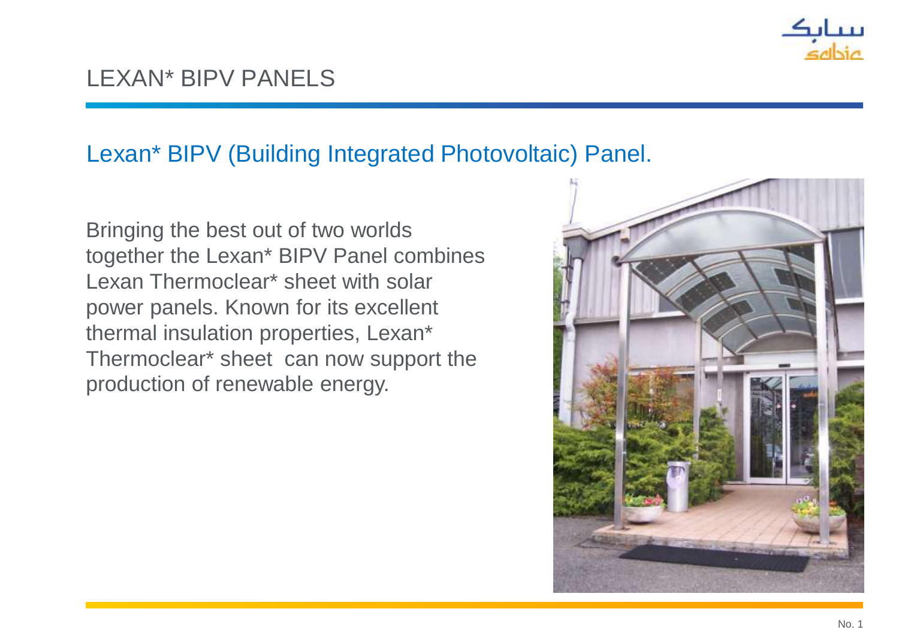# LEXAN* BIPV PANELS

## Lexan* BIPV (Building Integrated Photovoltaic) Panel.

Bringing the best out of two worlds together the Lexan* BIPV Panel combines Lexan Thermoclear* sheet with solar power panels. Known for its excellent thermal insulation properties, Lexan* Thermoclear* sheet can now support the production of renewable energy.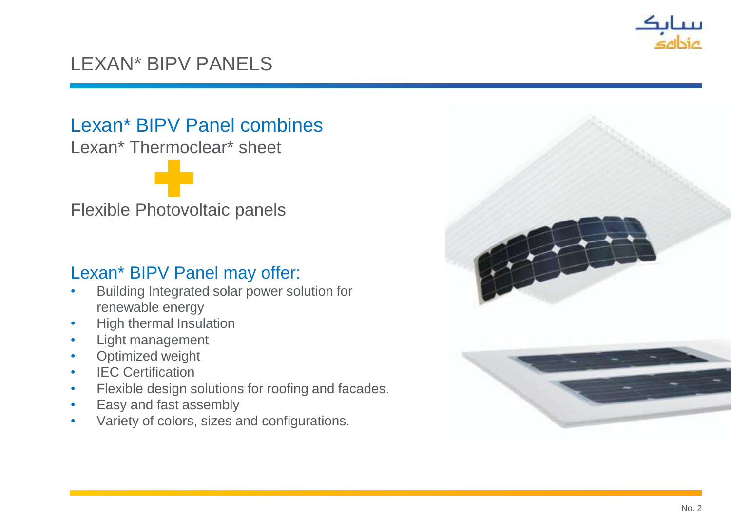# LEXAN* BIPV PANELS

## Lexan* BIPV Panel combines

Lexan* Thermoclear* sheet

+

Flexible Photovoltaic panels

## Lexan* BIPV Panel may offer:

- Building Integrated solar power solution for renewable energy
- High thermal Insulation
- Light management
- Optimized weight
- IEC Certification
- Flexible design solutions for roofing and facades.
- Easy and fast assembly
- Variety of colors, sizes and configurations.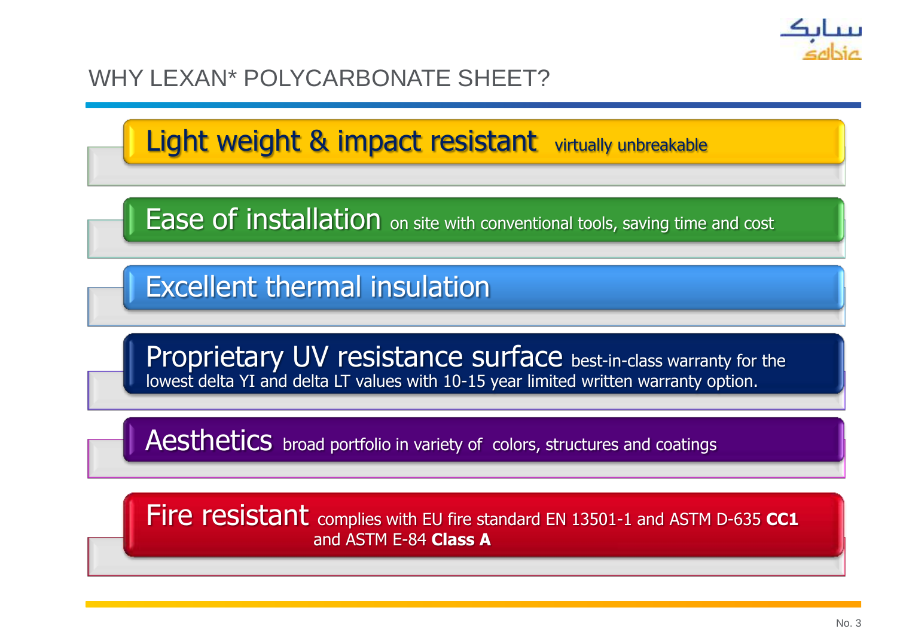# WHY LEXAN* POLYCARBONATE SHEET?

- **Light weight & impact resistant** virtually unbreakable
- **Ease of installation** on site with conventional tools, saving time and cost
- **Excellent thermal insulation**
- **Proprietary UV resistance surface** best-in-class warranty for the lowest delta YI and delta LT values with 10-15 year limited written warranty option.
- **Aesthetics** broad portfolio in variety of colors, structures and coatings
- **Fire resistant** complies with EU fire standard EN 13501-1 and ASTM D-635 **CC1** and ASTM E-84 **Class A**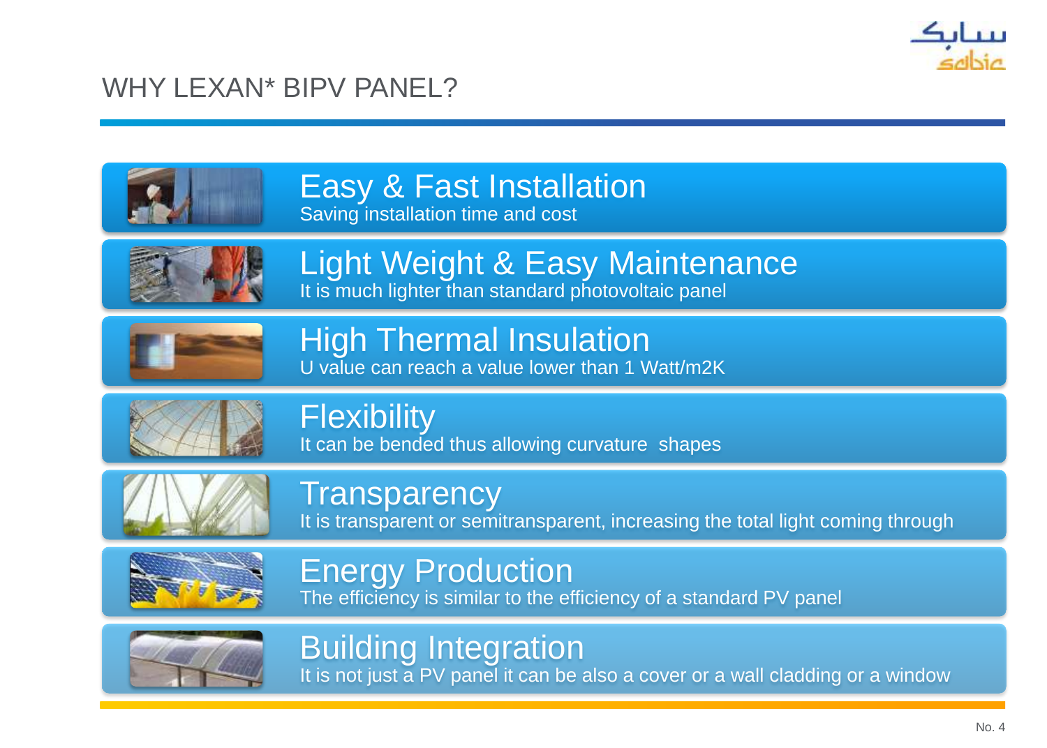# WHY LEXAN* BIPV PANEL?

## Easy & Fast Installation
Saving installation time and cost

## Light Weight & Easy Maintenance
It is much lighter than standard photovoltaic panel

## High Thermal Insulation
U value can reach a value lower than 1 Watt/m2K

## Flexibility
It can be bended thus allowing curvature shapes

## Transparency
It is transparent or semitransparent, increasing the total light coming through

## Energy Production
The efficiency is similar to the efficiency of a standard PV panel

## Building Integration
It is not just a PV panel it can be also a cover or a wall cladding or a window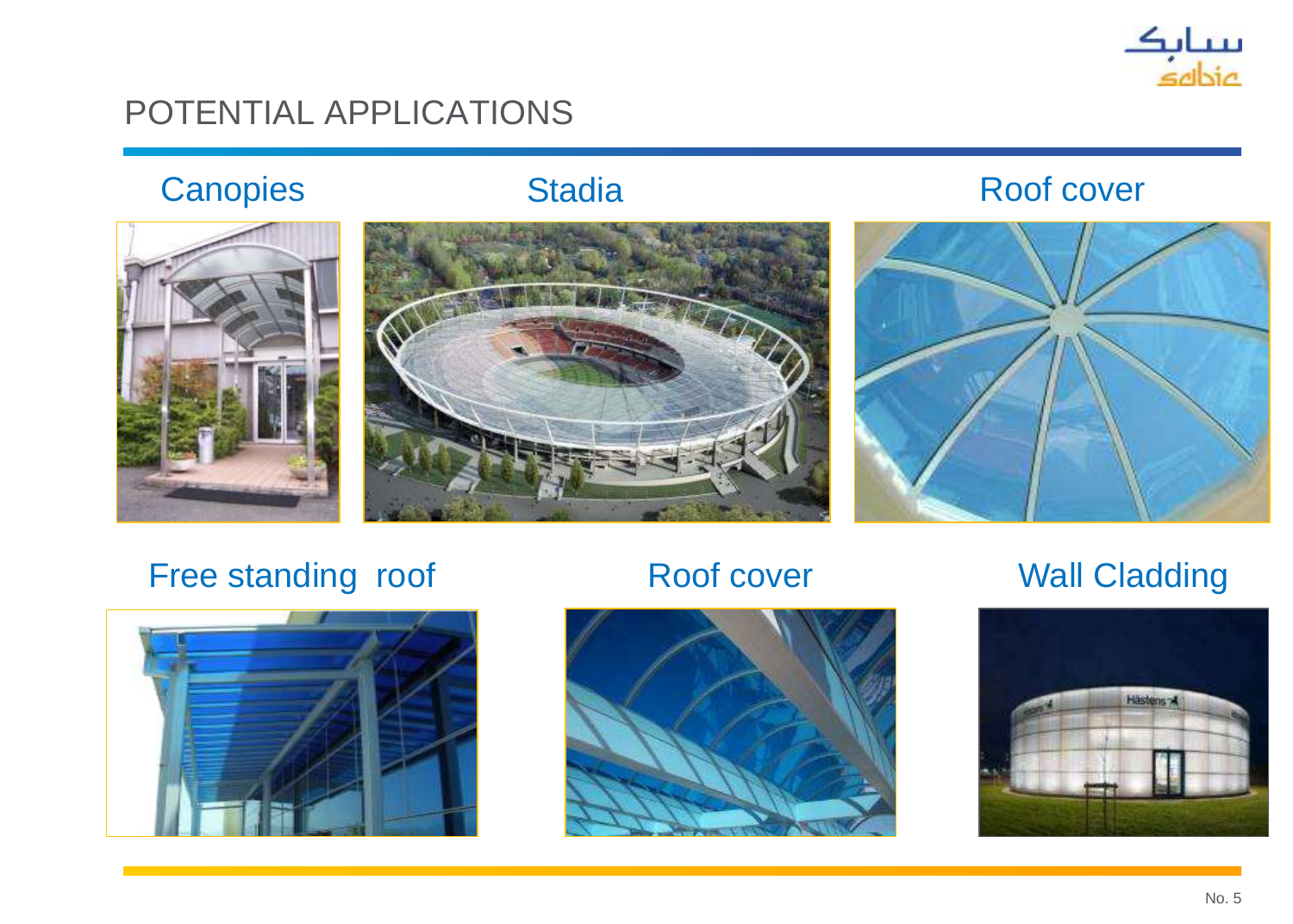# POTENTIAL APPLICATIONS

Canopies

Stadia

Roof cover

Free standing roof

Roof cover

Wall Cladding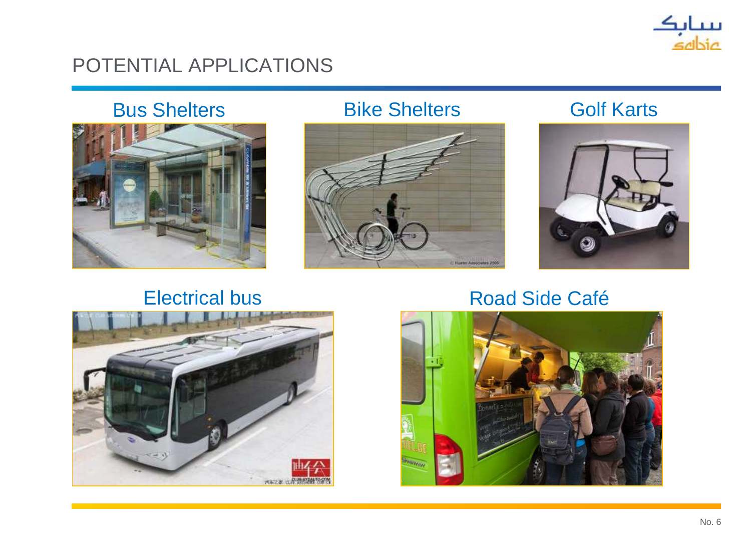# POTENTIAL APPLICATIONS

Bus Shelters

Bike Shelters

Golf Karts

Electrical bus

Road Side Café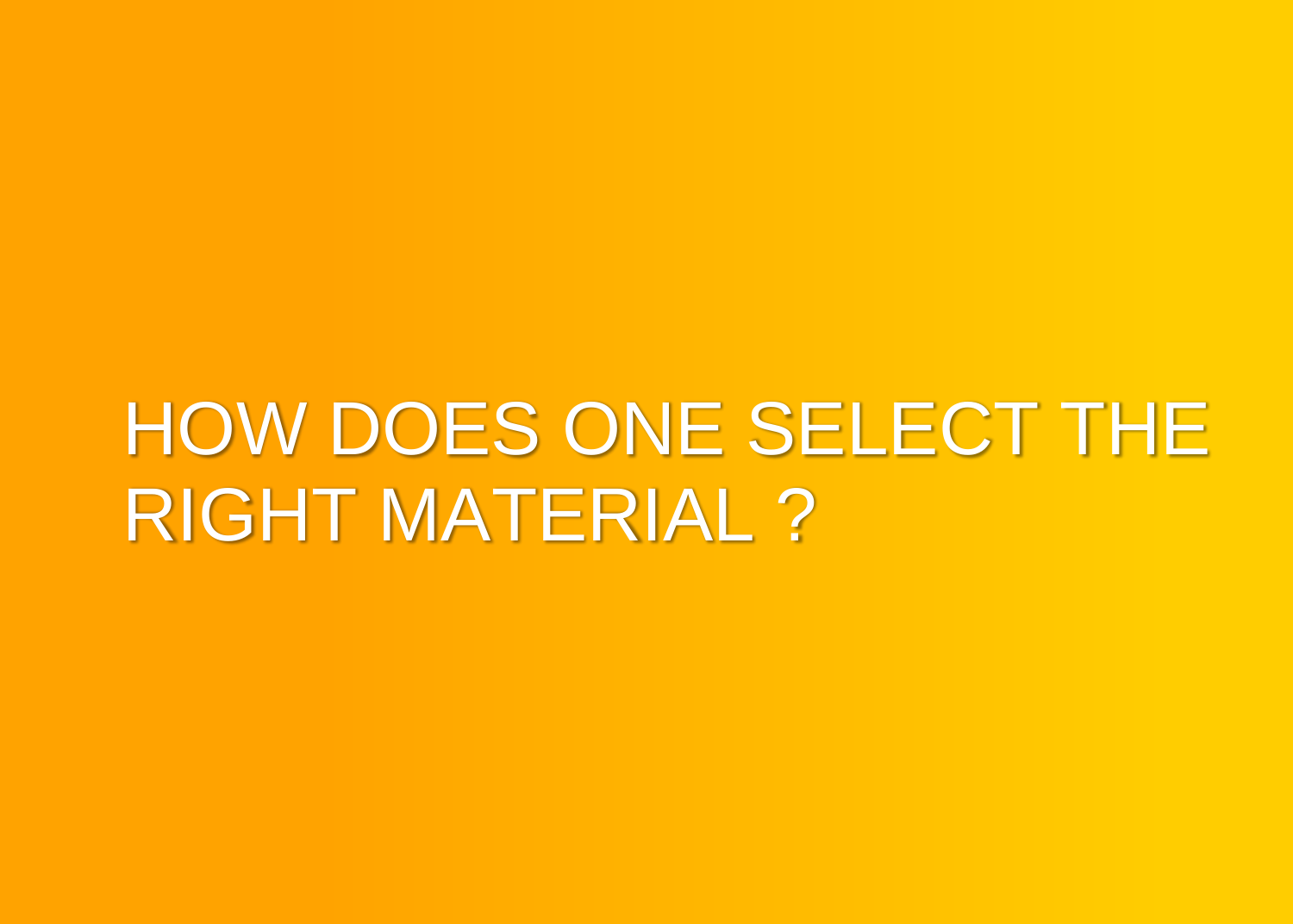# HOW DOES ONE SELECT THE RIGHT MATERIAL ?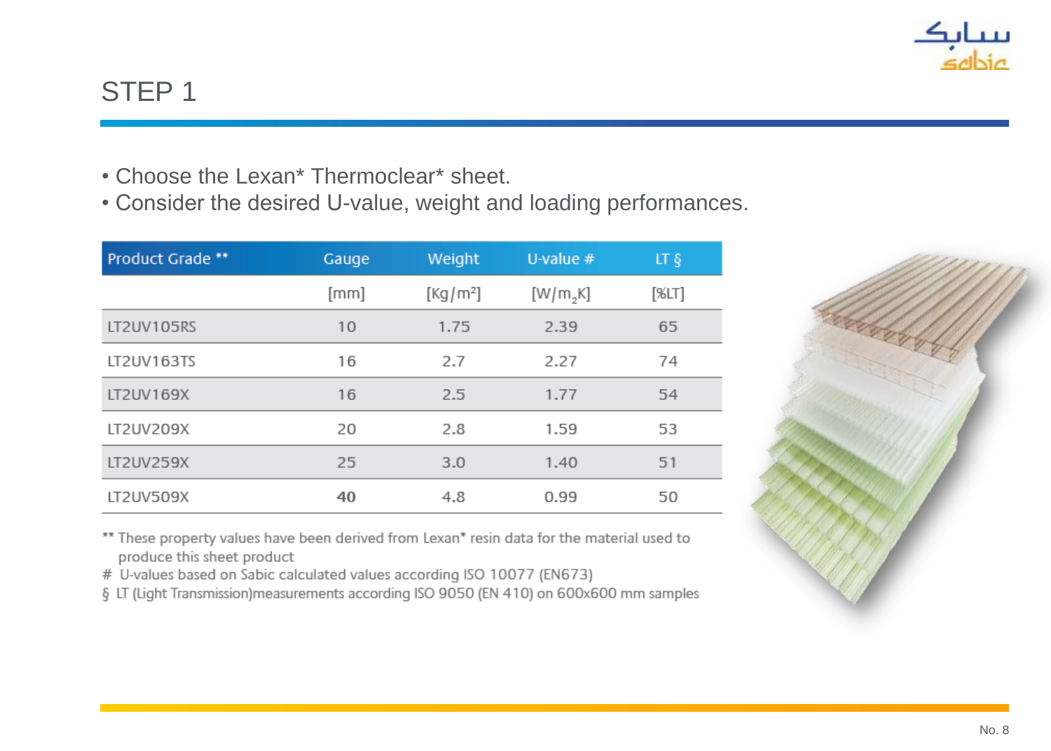# STEP 1

- Choose the Lexan* Thermoclear* sheet.
- Consider the desired U-value, weight and loading performances.

| Product Grade ** | Gauge | Weight | U-value # | LT § |
|---|---|---|---|---|
| | [mm] | [Kg/m²] | [W/m$_2$K] | [%LT] |
| LT2UV105RS | 10 | 1.75 | 2.39 | 65 |
| LT2UV163TS | 16 | 2.7 | 2.27 | 74 |
| LT2UV169X | 16 | 2.5 | 1.77 | 54 |
| LT2UV209X | 20 | 2.8 | 1.59 | 53 |
| LT2UV259X | 25 | 3.0 | 1.40 | 51 |
| LT2UV509X | **40** | 4.8 | 0.99 | 50 |

** These property values have been derived from Lexan* resin data for the material used to produce this sheet product

\# U-values based on Sabic calculated values according ISO 10077 (EN673)

§ LT (Light Transmission)measurements according ISO 9050 (EN 410) on 600x600 mm samples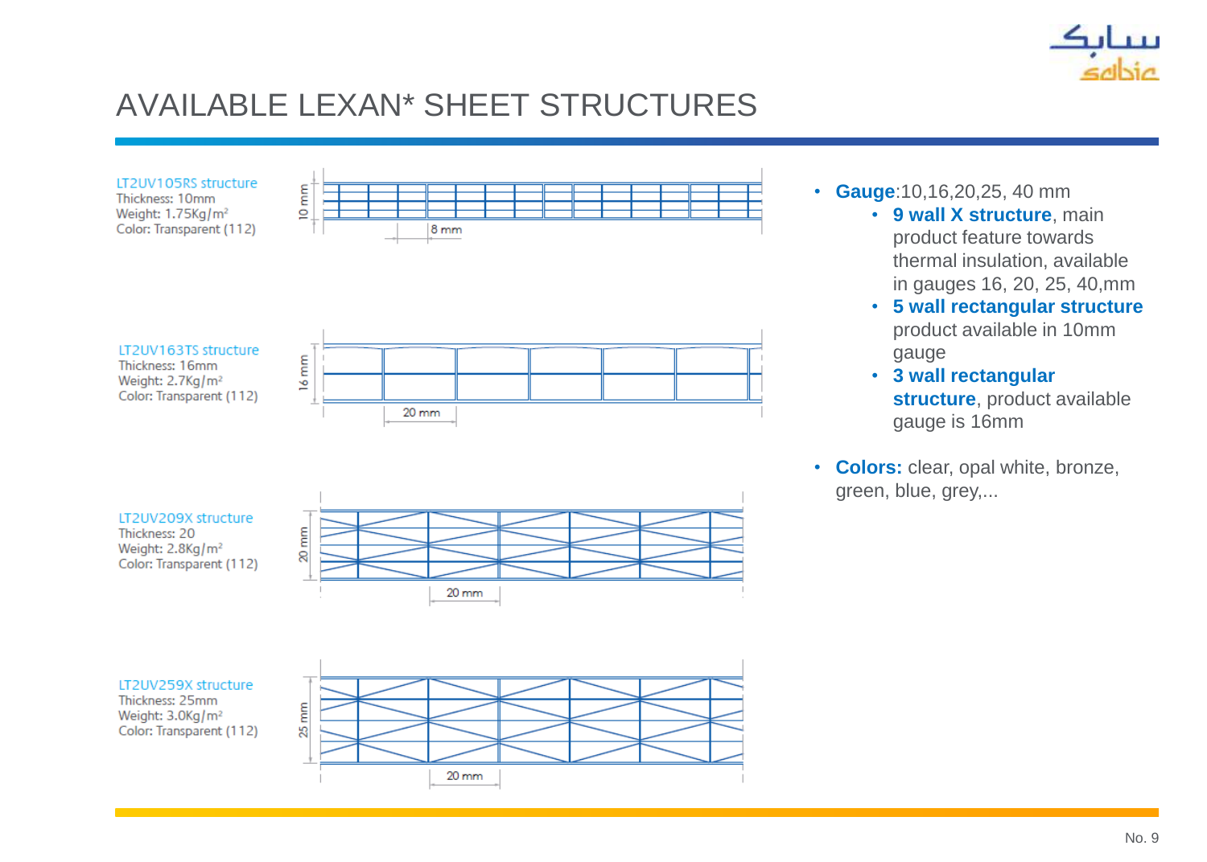# AVAILABLE LEXAN* SHEET STRUCTURES

LT2UV105RS structure
Thickness: 10mm
Weight: 1.75Kg/m²
Color: Transparent (112)

10 mm
8 mm

LT2UV163TS structure
Thickness: 16mm
Weight: 2.7Kg/m²
Color: Transparent (112)

16 mm
20 mm

LT2UV209X structure
Thickness: 20
Weight: 2.8Kg/m²
Color: Transparent (112)

20 mm
20 mm

LT2UV259X structure
Thickness: 25mm
Weight: 3.0Kg/m²
Color: Transparent (112)

25 mm
20 mm

- **Gauge**:10,16,20,25, 40 mm
  - **9 wall X structure**, main product feature towards thermal insulation, available in gauges 16, 20, 25, 40,mm
  - **5 wall rectangular structure** product available in 10mm gauge
  - **3 wall rectangular structure**, product available gauge is 16mm
- **Colors:** clear, opal white, bronze, green, blue, grey,...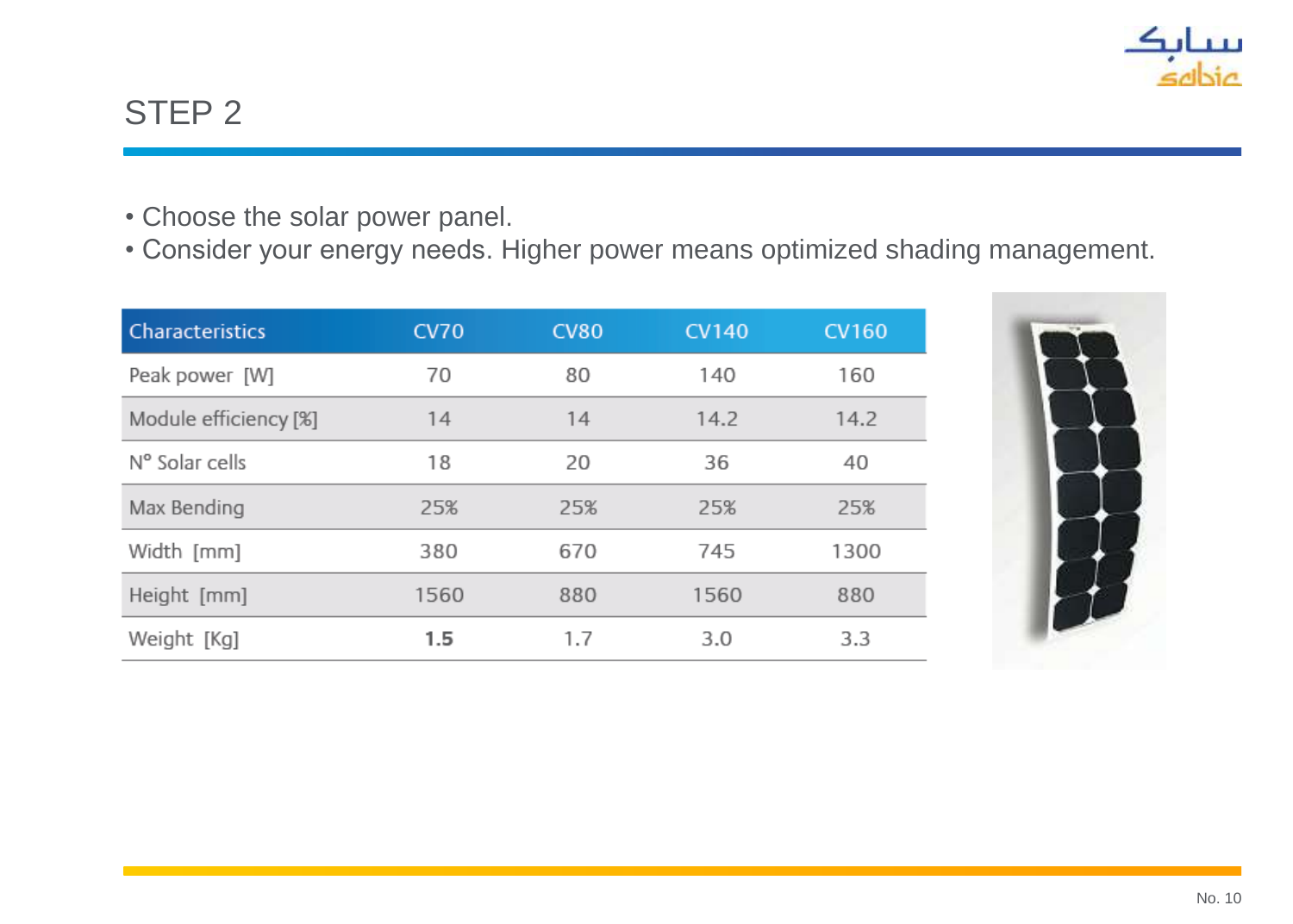# STEP 2

- Choose the solar power panel.
- Consider your energy needs. Higher power means optimized shading management.

| Characteristics | CV70 | CV80 | CV140 | CV160 |
|---|---|---|---|---|
| Peak power [W] | 70 | 80 | 140 | 160 |
| Module efficiency [%] | 14 | 14 | 14.2 | 14.2 |
| N° Solar cells | 18 | 20 | 36 | 40 |
| Max Bending | 25% | 25% | 25% | 25% |
| Width [mm] | 380 | 670 | 745 | 1300 |
| Height [mm] | 1560 | 880 | 1560 | 880 |
| Weight [Kg] | **1.5** | 1.7 | 3.0 | 3.3 |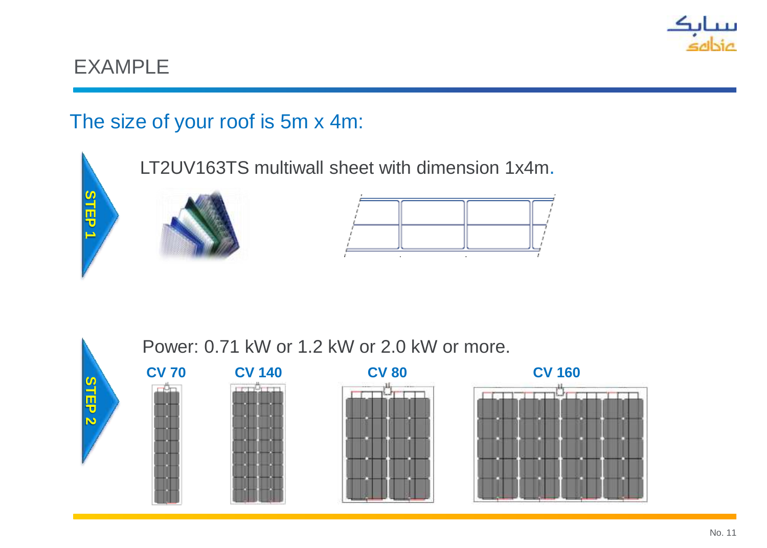# EXAMPLE

## The size of your roof is 5m x 4m:

**STEP 1**

LT2UV163TS multiwall sheet with dimension 1x4m.

**STEP 2**

Power: 0.71 kW or 1.2 kW or 2.0 kW or more.

**CV 70** **CV 140** **CV 80** **CV 160**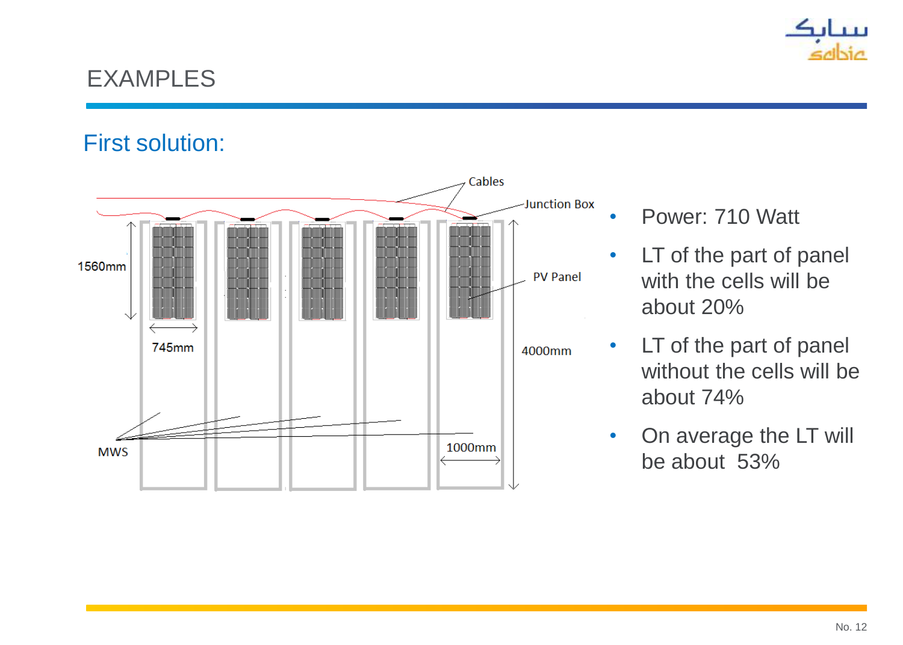# EXAMPLES

## First solution:

Cables

Junction Box

PV Panel

1560mm

745mm

4000mm

1000mm

MWS

- Power: 710 Watt
- LT of the part of panel with the cells will be about 20%
- LT of the part of panel without the cells will be about 74%
- On average the LT will be about 53%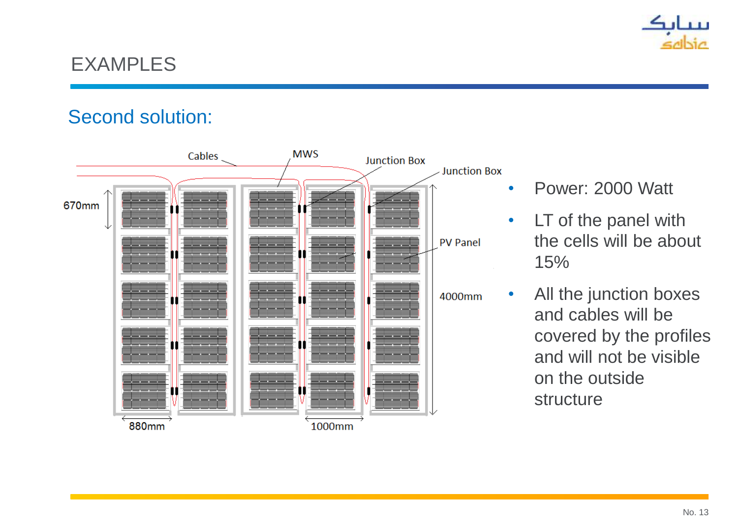# EXAMPLES

## Second solution:

Cables

MWS

Junction Box

Junction Box

670mm

PV Panel

4000mm

880mm

1000mm

- Power: 2000 Watt
- LT of the panel with the cells will be about 15%
- All the junction boxes and cables will be covered by the profiles and will not be visible on the outside structure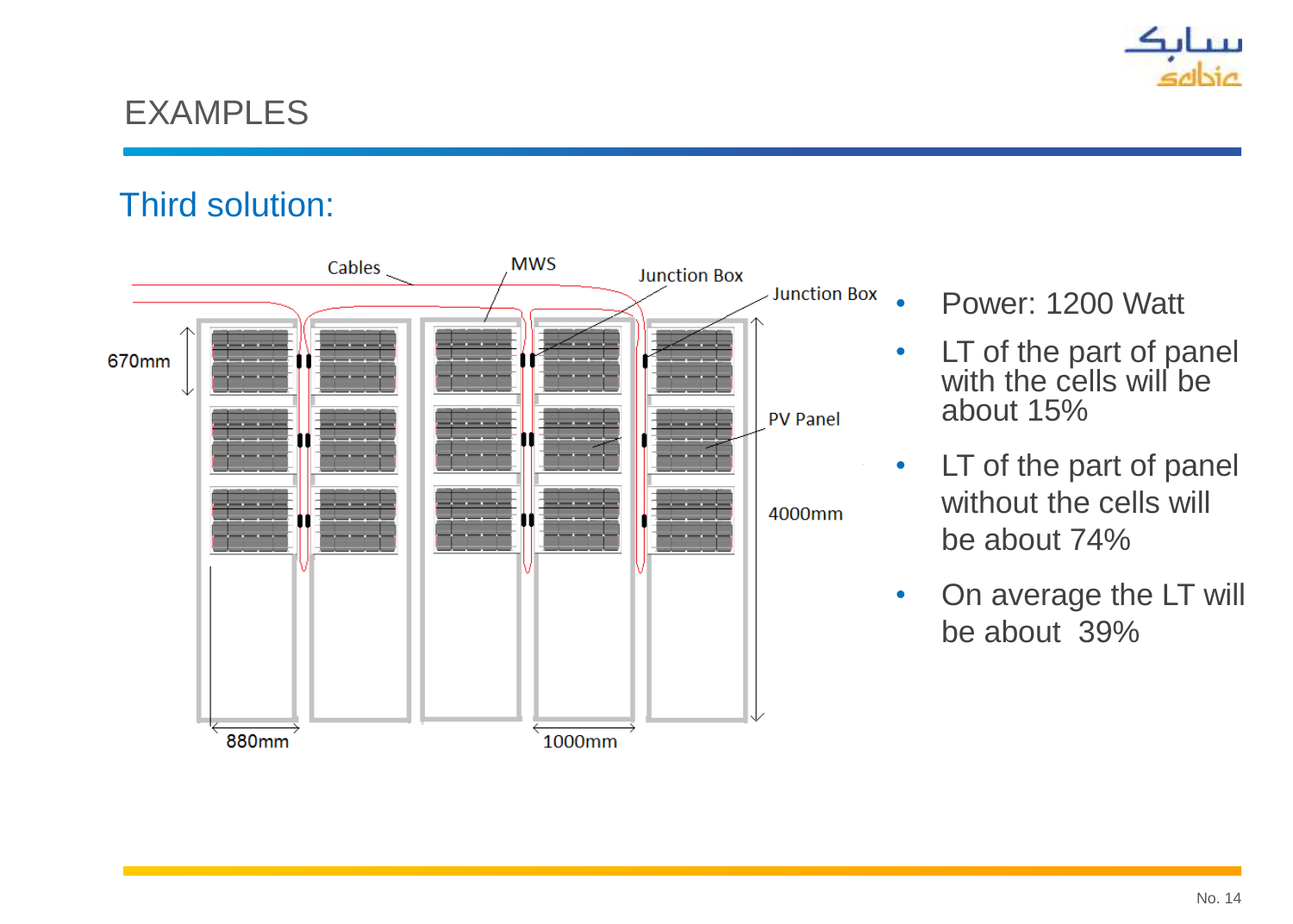# EXAMPLES

## Third solution:

Cables

MWS

Junction Box

Junction Box

670mm

PV Panel

4000mm

880mm

1000mm

- Power: 1200 Watt
- LT of the part of panel with the cells will be about 15%
- LT of the part of panel without the cells will be about 74%
- On average the LT will be about 39%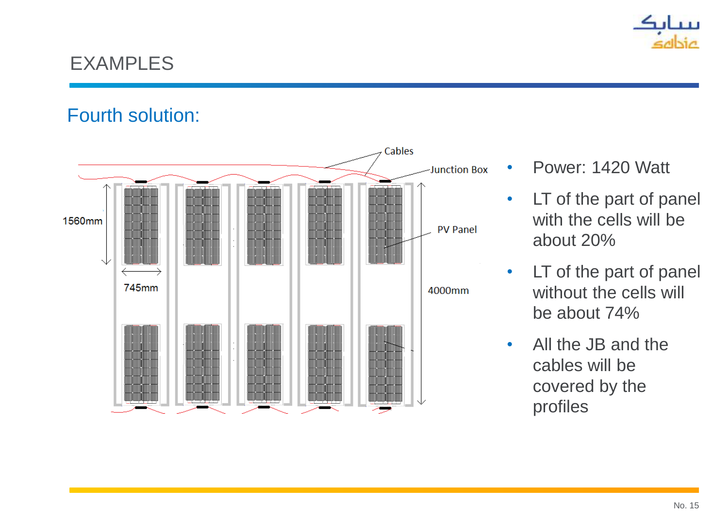# EXAMPLES

## Fourth solution:

Cables

Junction Box

PV Panel

1560mm

745mm

4000mm

- Power: 1420 Watt
- LT of the part of panel with the cells will be about 20%
- LT of the part of panel without the cells will be about 74%
- All the JB and the cables will be covered by the profiles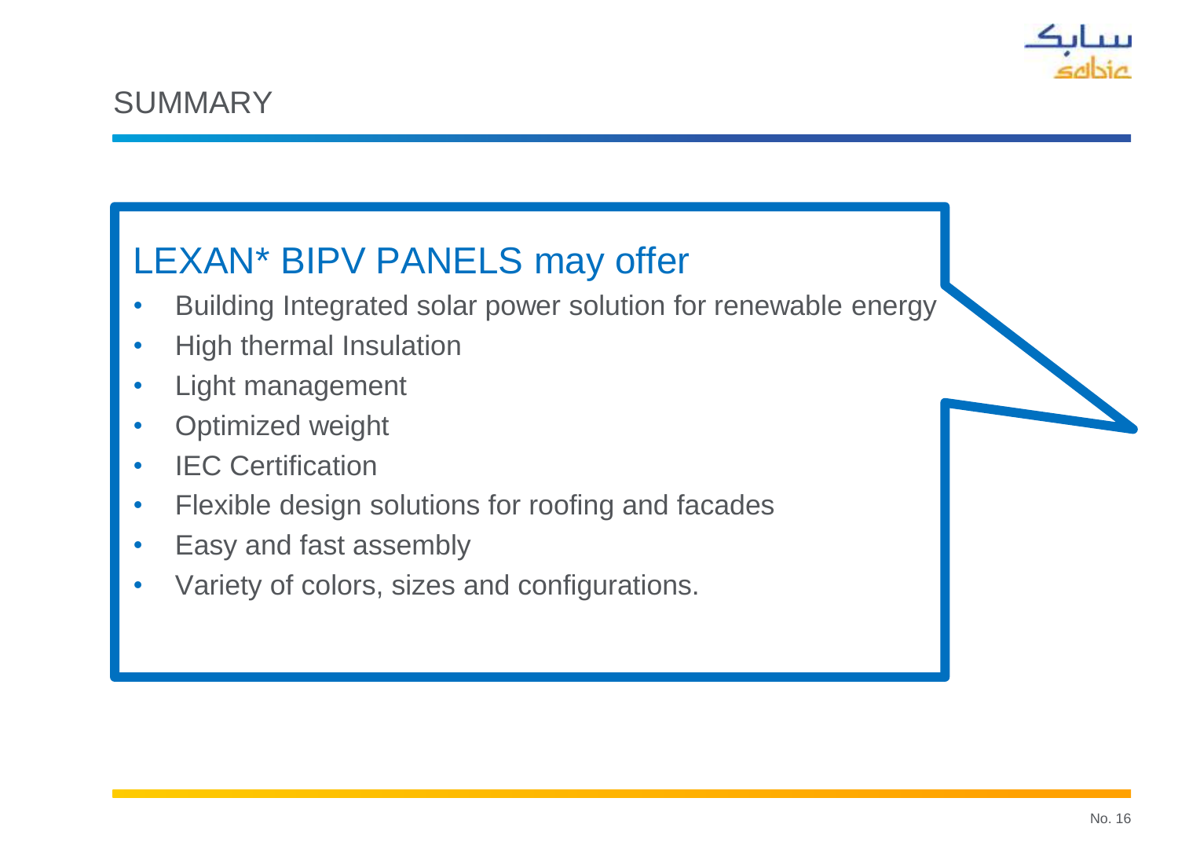## SUMMARY

### LEXAN* BIPV PANELS may offer

- Building Integrated solar power solution for renewable energy
- High thermal Insulation
- Light management
- Optimized weight
- IEC Certification
- Flexible design solutions for roofing and facades
- Easy and fast assembly
- Variety of colors, sizes and configurations.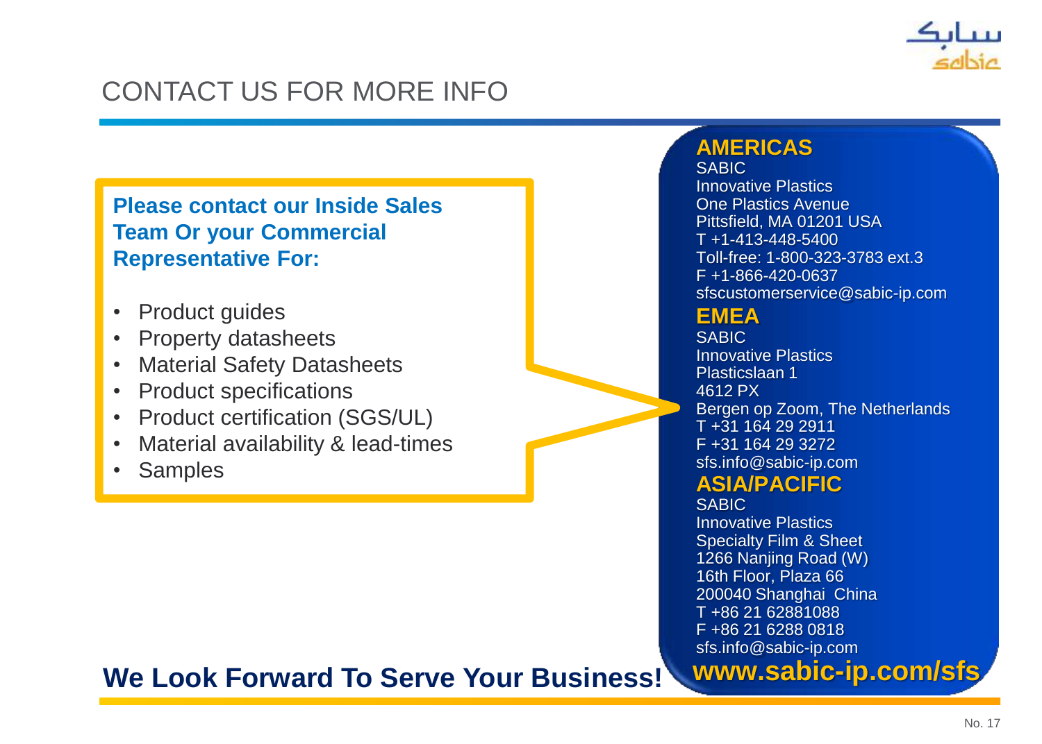# CONTACT US FOR MORE INFO

**Please contact our Inside Sales Team Or your Commercial Representative For:**

- Product guides
- Property datasheets
- Material Safety Datasheets
- Product specifications
- Product certification (SGS/UL)
- Material availability & lead-times
- Samples

## AMERICAS

SABIC
Innovative Plastics
One Plastics Avenue
Pittsfield, MA 01201 USA
T +1-413-448-5400
Toll-free: 1-800-323-3783 ext.3
F +1-866-420-0637
sfscustomerservice@sabic-ip.com

## EMEA

SABIC
Innovative Plastics
Plasticslaan 1
4612 PX
Bergen op Zoom, The Netherlands
T +31 164 29 2911
F +31 164 29 3272
sfs.info@sabic-ip.com

## ASIA/PACIFIC

SABIC
Innovative Plastics
Specialty Film & Sheet
1266 Nanjing Road (W)
16th Floor, Plaza 66
200040 Shanghai China
T +86 21 62881088
F +86 21 6288 0818
sfs.info@sabic-ip.com

**We Look Forward To Serve Your Business!**

**www.sabic-ip.com/sfs**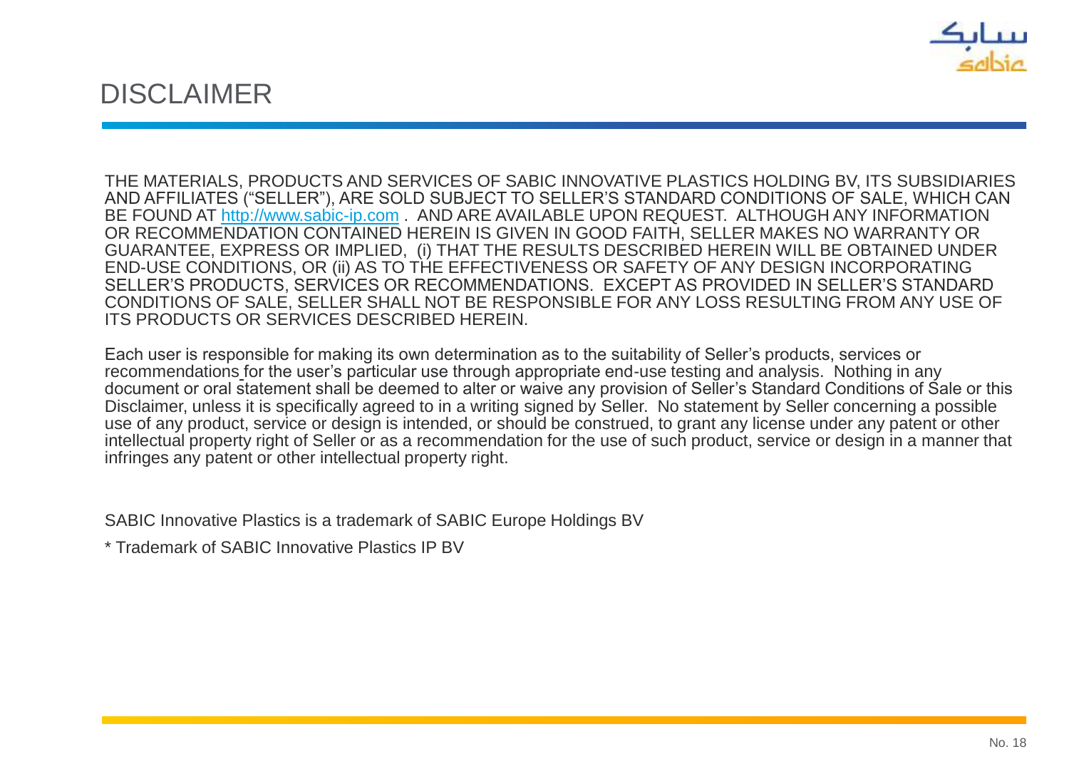# DISCLAIMER

THE MATERIALS, PRODUCTS AND SERVICES OF SABIC INNOVATIVE PLASTICS HOLDING BV, ITS SUBSIDIARIES AND AFFILIATES (“SELLER”), ARE SOLD SUBJECT TO SELLER’S STANDARD CONDITIONS OF SALE, WHICH CAN BE FOUND AT http://www.sabic-ip.com . AND ARE AVAILABLE UPON REQUEST. ALTHOUGH ANY INFORMATION OR RECOMMENDATION CONTAINED HEREIN IS GIVEN IN GOOD FAITH, SELLER MAKES NO WARRANTY OR GUARANTEE, EXPRESS OR IMPLIED, (i) THAT THE RESULTS DESCRIBED HEREIN WILL BE OBTAINED UNDER END-USE CONDITIONS, OR (ii) AS TO THE EFFECTIVENESS OR SAFETY OF ANY DESIGN INCORPORATING SELLER’S PRODUCTS, SERVICES OR RECOMMENDATIONS. EXCEPT AS PROVIDED IN SELLER’S STANDARD CONDITIONS OF SALE, SELLER SHALL NOT BE RESPONSIBLE FOR ANY LOSS RESULTING FROM ANY USE OF ITS PRODUCTS OR SERVICES DESCRIBED HEREIN.

Each user is responsible for making its own determination as to the suitability of Seller’s products, services or recommendations for the user’s particular use through appropriate end-use testing and analysis. Nothing in any document or oral statement shall be deemed to alter or waive any provision of Seller’s Standard Conditions of Sale or this Disclaimer, unless it is specifically agreed to in a writing signed by Seller. No statement by Seller concerning a possible use of any product, service or design is intended, or should be construed, to grant any license under any patent or other intellectual property right of Seller or as a recommendation for the use of such product, service or design in a manner that infringes any patent or other intellectual property right.

SABIC Innovative Plastics is a trademark of SABIC Europe Holdings BV

* Trademark of SABIC Innovative Plastics IP BV